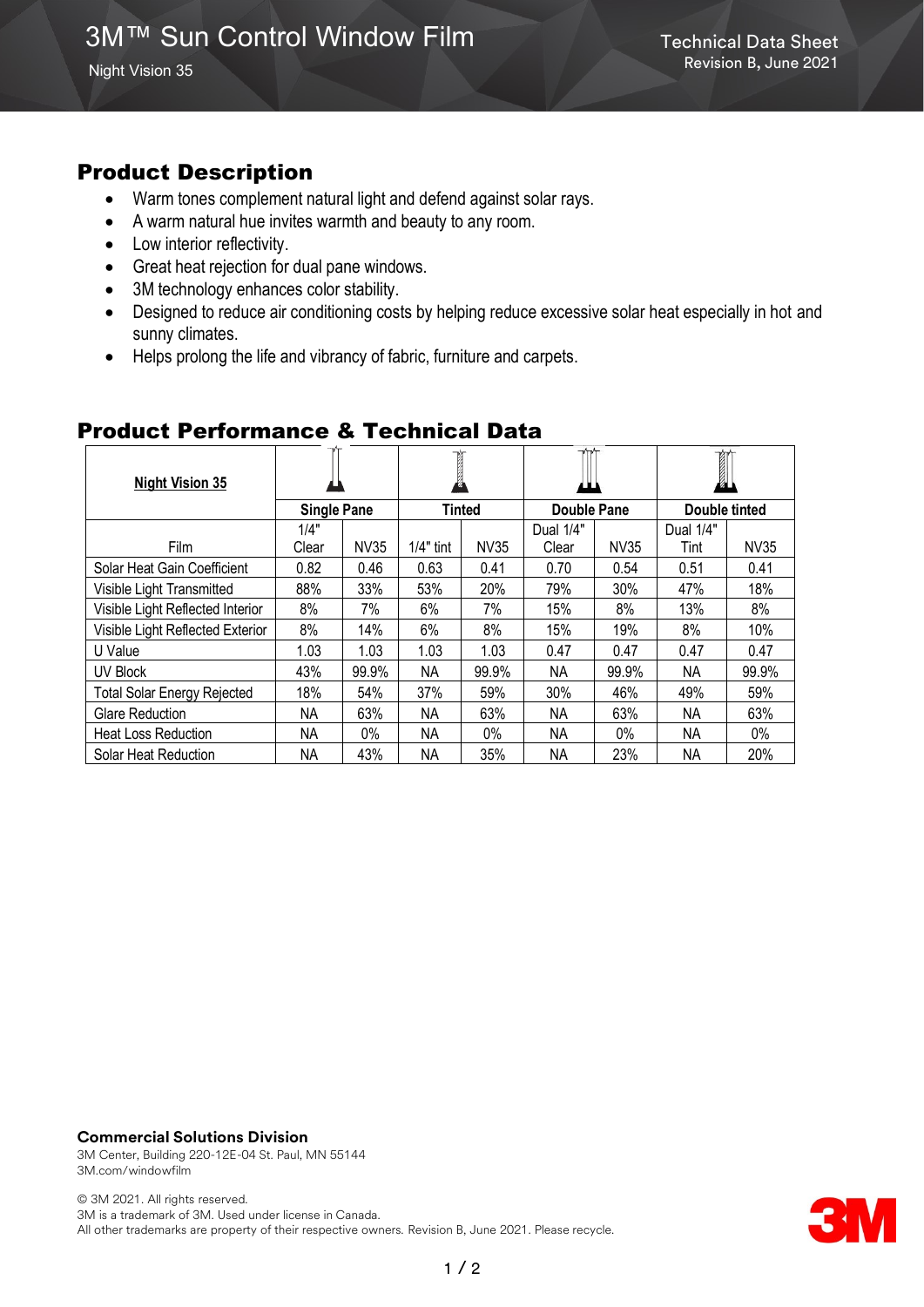# 3M™ Sun Control Window Film

Night Vision 35

Technical Data Sheet
Revision B, June 2021

## Product Description

- Warm tones complement natural light and defend against solar rays.
- A warm natural hue invites warmth and beauty to any room.
- Low interior reflectivity.
- Great heat rejection for dual pane windows.
- 3M technology enhances color stability.
- Designed to reduce air conditioning costs by helping reduce excessive solar heat especially in hot and sunny climates.
- Helps prolong the life and vibrancy of fabric, furniture and carpets.

## Product Performance & Technical Data

| **Night Vision 35** | **Single Pane** | | **Tinted** | | **Double Pane** | | **Double tinted** | |
|---|---|---|---|---|---|---|---|---|
| Film | 1/4" Clear | NV35 | 1/4" tint | NV35 | Dual 1/4" Clear | NV35 | Dual 1/4" Tint | NV35 |
| Solar Heat Gain Coefficient | 0.82 | 0.46 | 0.63 | 0.41 | 0.70 | 0.54 | 0.51 | 0.41 |
| Visible Light Transmitted | 88% | 33% | 53% | 20% | 79% | 30% | 47% | 18% |
| Visible Light Reflected Interior | 8% | 7% | 6% | 7% | 15% | 8% | 13% | 8% |
| Visible Light Reflected Exterior | 8% | 14% | 6% | 8% | 15% | 19% | 8% | 10% |
| U Value | 1.03 | 1.03 | 1.03 | 1.03 | 0.47 | 0.47 | 0.47 | 0.47 |
| UV Block | 43% | 99.9% | NA | 99.9% | NA | 99.9% | NA | 99.9% |
| Total Solar Energy Rejected | 18% | 54% | 37% | 59% | 30% | 46% | 49% | 59% |
| Glare Reduction | NA | 63% | NA | 63% | NA | 63% | NA | 63% |
| Heat Loss Reduction | NA | 0% | NA | 0% | NA | 0% | NA | 0% |
| Solar Heat Reduction | NA | 43% | NA | 35% | NA | 23% | NA | 20% |

**Commercial Solutions Division**
3M Center, Building 220-12E-04 St. Paul, MN 55144
3M.com/windowfilm

© 3M 2021. All rights reserved.
3M is a trademark of 3M. Used under license in Canada.
All other trademarks are property of their respective owners. Revision B, June 2021. Please recycle.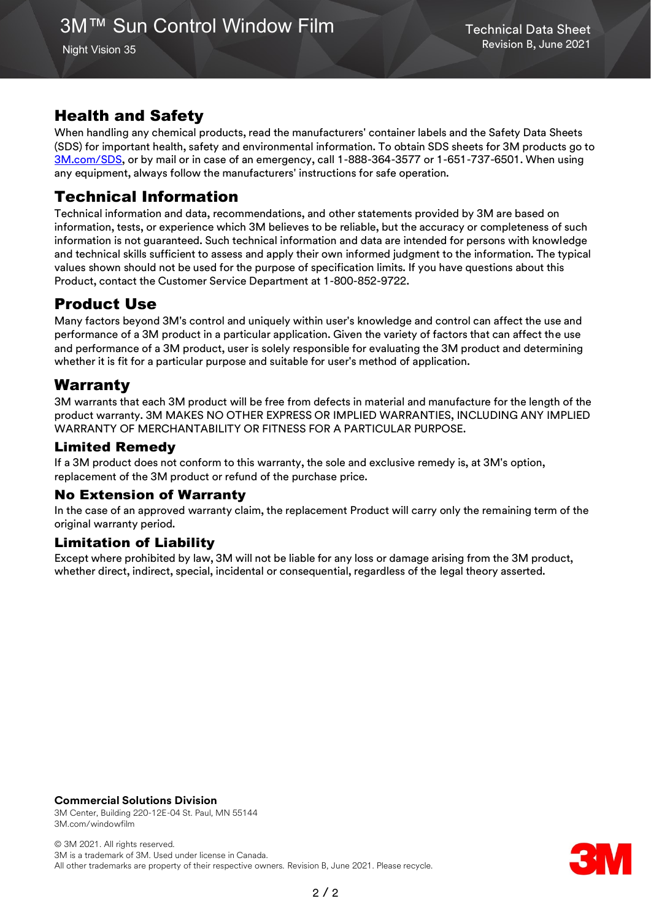## Health and Safety

When handling any chemical products, read the manufacturers' container labels and the Safety Data Sheets (SDS) for important health, safety and environmental information. To obtain SDS sheets for 3M products go to 3M.com/SDS, or by mail or in case of an emergency, call 1-888-364-3577 or 1-651-737-6501. When using any equipment, always follow the manufacturers' instructions for safe operation.

## Technical Information

Technical information and data, recommendations, and other statements provided by 3M are based on information, tests, or experience which 3M believes to be reliable, but the accuracy or completeness of such information is not guaranteed. Such technical information and data are intended for persons with knowledge and technical skills sufficient to assess and apply their own informed judgment to the information. The typical values shown should not be used for the purpose of specification limits. If you have questions about this Product, contact the Customer Service Department at 1-800-852-9722.

## Product Use

Many factors beyond 3M's control and uniquely within user's knowledge and control can affect the use and performance of a 3M product in a particular application. Given the variety of factors that can affect the use and performance of a 3M product, user is solely responsible for evaluating the 3M product and determining whether it is fit for a particular purpose and suitable for user's method of application.

## Warranty

3M warrants that each 3M product will be free from defects in material and manufacture for the length of the product warranty. 3M MAKES NO OTHER EXPRESS OR IMPLIED WARRANTIES, INCLUDING ANY IMPLIED WARRANTY OF MERCHANTABILITY OR FITNESS FOR A PARTICULAR PURPOSE.

### Limited Remedy

If a 3M product does not conform to this warranty, the sole and exclusive remedy is, at 3M's option, replacement of the 3M product or refund of the purchase price.

### No Extension of Warranty

In the case of an approved warranty claim, the replacement Product will carry only the remaining term of the original warranty period.

### Limitation of Liability

Except where prohibited by law, 3M will not be liable for any loss or damage arising from the 3M product, whether direct, indirect, special, incidental or consequential, regardless of the legal theory asserted.

**Commercial Solutions Division**
3M Center, Building 220-12E-04 St. Paul, MN 55144
3M.com/windowfilm

© 3M 2021. All rights reserved.
3M is a trademark of 3M. Used under license in Canada.
All other trademarks are property of their respective owners. Revision B, June 2021. Please recycle.